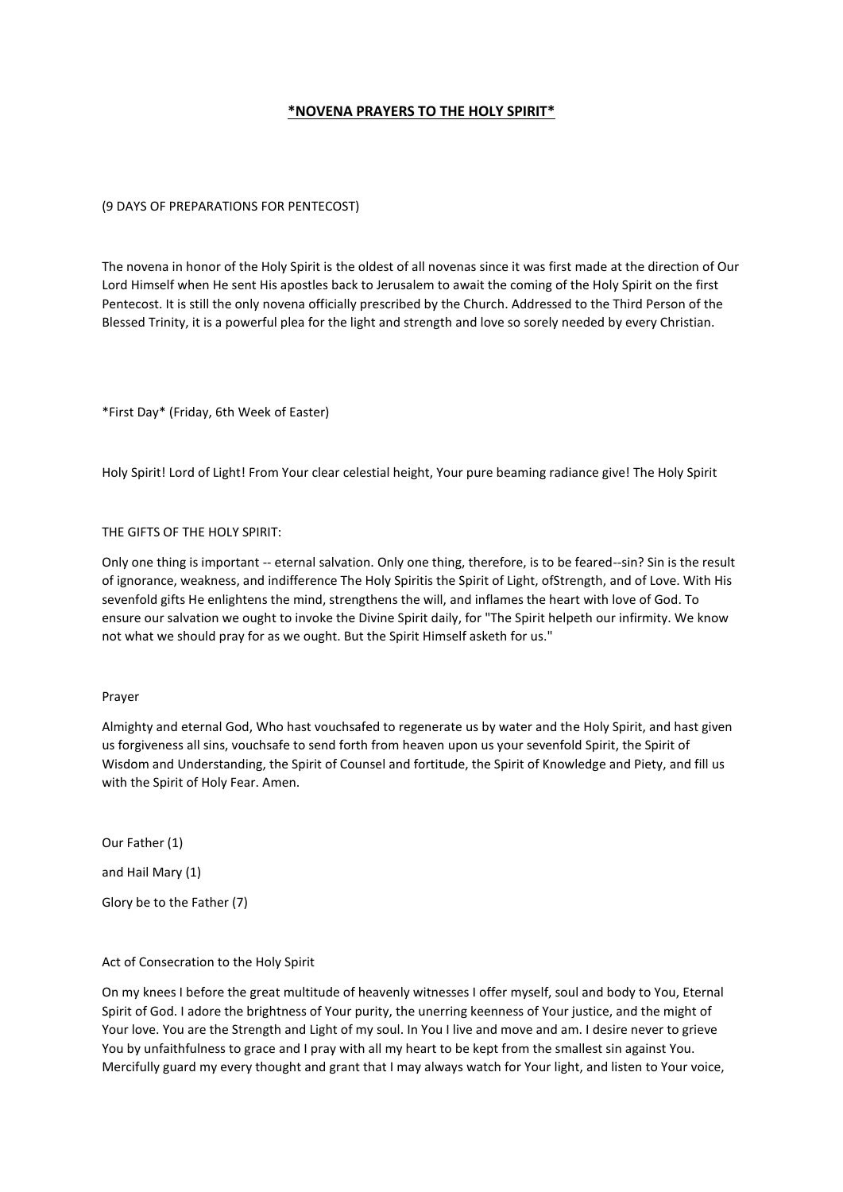# *NOVENA PRAYERS TO THE HOLY SPIRIT*

(9 DAYS OF PREPARATIONS FOR PENTECOST)

The novena in honor of the Holy Spirit is the oldest of all novenas since it was first made at the direction of Our Lord Himself when He sent His apostles back to Jerusalem to await the coming of the Holy Spirit on the first Pentecost. It is still the only novena officially prescribed by the Church. Addressed to the Third Person of the Blessed Trinity, it is a powerful plea for the light and strength and love so sorely needed by every Christian.

*First Day* (Friday, 6th Week of Easter)

Holy Spirit! Lord of Light! From Your clear celestial height, Your pure beaming radiance give! The Holy Spirit

THE GIFTS OF THE HOLY SPIRIT:

Only one thing is important -- eternal salvation. Only one thing, therefore, is to be feared--sin? Sin is the result of ignorance, weakness, and indifference The Holy Spiritis the Spirit of Light, ofStrength, and of Love. With His sevenfold gifts He enlightens the mind, strengthens the will, and inflames the heart with love of God. To ensure our salvation we ought to invoke the Divine Spirit daily, for "The Spirit helpeth our infirmity. We know not what we should pray for as we ought. But the Spirit Himself asketh for us."

Prayer

Almighty and eternal God, Who hast vouchsafed to regenerate us by water and the Holy Spirit, and hast given us forgiveness all sins, vouchsafe to send forth from heaven upon us your sevenfold Spirit, the Spirit of Wisdom and Understanding, the Spirit of Counsel and fortitude, the Spirit of Knowledge and Piety, and fill us with the Spirit of Holy Fear. Amen.

Our Father (1)

and Hail Mary (1)

Glory be to the Father (7)

Act of Consecration to the Holy Spirit

On my knees I before the great multitude of heavenly witnesses I offer myself, soul and body to You, Eternal Spirit of God. I adore the brightness of Your purity, the unerring keenness of Your justice, and the might of Your love. You are the Strength and Light of my soul. In You I live and move and am. I desire never to grieve You by unfaithfulness to grace and I pray with all my heart to be kept from the smallest sin against You. Mercifully guard my every thought and grant that I may always watch for Your light, and listen to Your voice,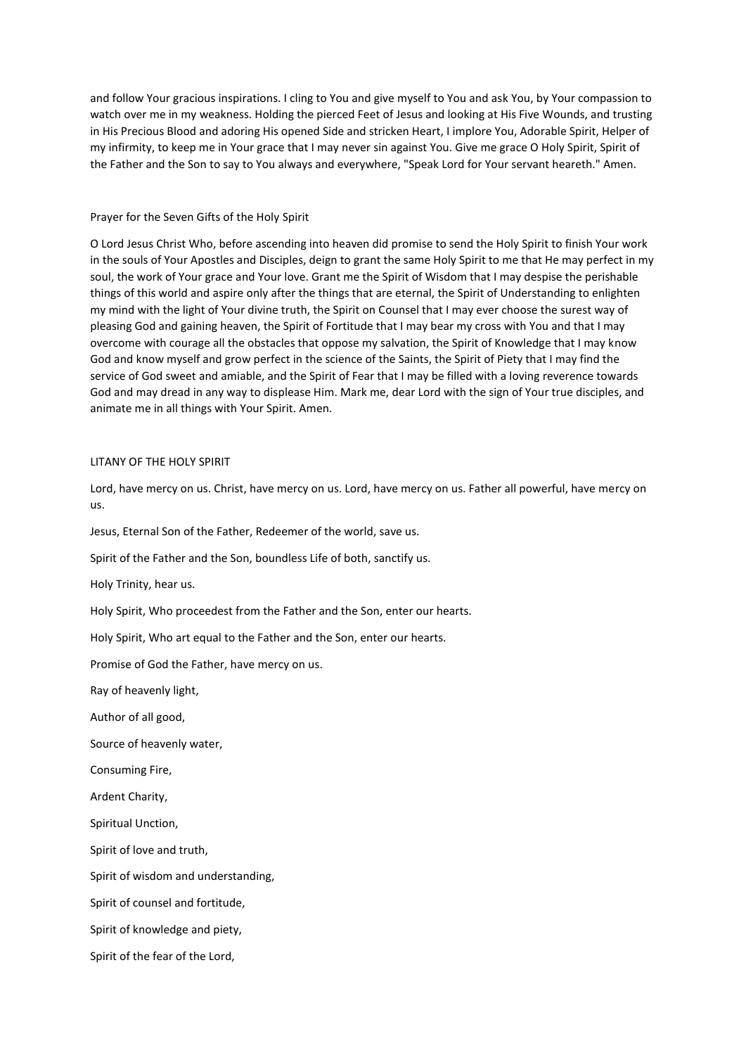and follow Your gracious inspirations. I cling to You and give myself to You and ask You, by Your compassion to watch over me in my weakness. Holding the pierced Feet of Jesus and looking at His Five Wounds, and trusting in His Precious Blood and adoring His opened Side and stricken Heart, I implore You, Adorable Spirit, Helper of my infirmity, to keep me in Your grace that I may never sin against You. Give me grace O Holy Spirit, Spirit of the Father and the Son to say to You always and everywhere, "Speak Lord for Your servant heareth." Amen.

## Prayer for the Seven Gifts of the Holy Spirit

O Lord Jesus Christ Who, before ascending into heaven did promise to send the Holy Spirit to finish Your work in the souls of Your Apostles and Disciples, deign to grant the same Holy Spirit to me that He may perfect in my soul, the work of Your grace and Your love. Grant me the Spirit of Wisdom that I may despise the perishable things of this world and aspire only after the things that are eternal, the Spirit of Understanding to enlighten my mind with the light of Your divine truth, the Spirit on Counsel that I may ever choose the surest way of pleasing God and gaining heaven, the Spirit of Fortitude that I may bear my cross with You and that I may overcome with courage all the obstacles that oppose my salvation, the Spirit of Knowledge that I may know God and know myself and grow perfect in the science of the Saints, the Spirit of Piety that I may find the service of God sweet and amiable, and the Spirit of Fear that I may be filled with a loving reverence towards God and may dread in any way to displease Him. Mark me, dear Lord with the sign of Your true disciples, and animate me in all things with Your Spirit. Amen.

## LITANY OF THE HOLY SPIRIT

Lord, have mercy on us. Christ, have mercy on us. Lord, have mercy on us. Father all powerful, have mercy on us.

Jesus, Eternal Son of the Father, Redeemer of the world, save us.

Spirit of the Father and the Son, boundless Life of both, sanctify us.

Holy Trinity, hear us.

Holy Spirit, Who proceedest from the Father and the Son, enter our hearts.

Holy Spirit, Who art equal to the Father and the Son, enter our hearts.

Promise of God the Father, have mercy on us.

Ray of heavenly light,

Author of all good,

Source of heavenly water,

Consuming Fire,

Ardent Charity,

Spiritual Unction,

Spirit of love and truth,

Spirit of wisdom and understanding,

Spirit of counsel and fortitude,

Spirit of knowledge and piety,

Spirit of the fear of the Lord,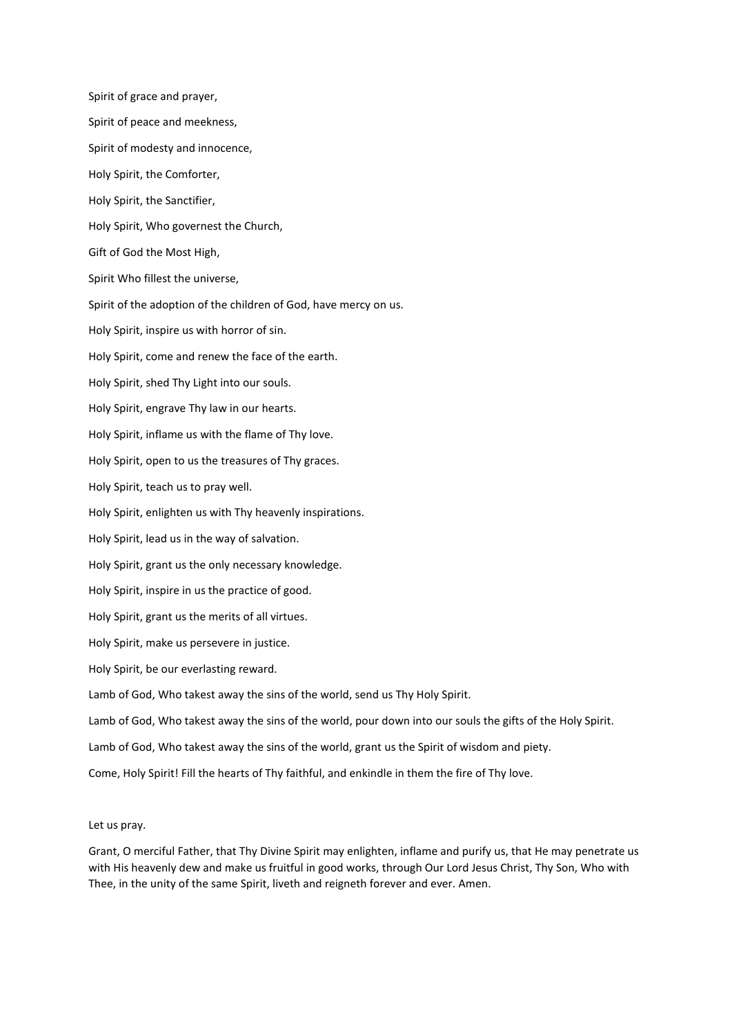Spirit of grace and prayer,

Spirit of peace and meekness,

Spirit of modesty and innocence,

Holy Spirit, the Comforter,

Holy Spirit, the Sanctifier,

Holy Spirit, Who governest the Church,

Gift of God the Most High,

Spirit Who fillest the universe,

Spirit of the adoption of the children of God, have mercy on us.

Holy Spirit, inspire us with horror of sin.

Holy Spirit, come and renew the face of the earth.

Holy Spirit, shed Thy Light into our souls.

Holy Spirit, engrave Thy law in our hearts.

Holy Spirit, inflame us with the flame of Thy love.

Holy Spirit, open to us the treasures of Thy graces.

Holy Spirit, teach us to pray well.

Holy Spirit, enlighten us with Thy heavenly inspirations.

Holy Spirit, lead us in the way of salvation.

Holy Spirit, grant us the only necessary knowledge.

Holy Spirit, inspire in us the practice of good.

Holy Spirit, grant us the merits of all virtues.

Holy Spirit, make us persevere in justice.

Holy Spirit, be our everlasting reward.

Lamb of God, Who takest away the sins of the world, send us Thy Holy Spirit.

Lamb of God, Who takest away the sins of the world, pour down into our souls the gifts of the Holy Spirit.

Lamb of God, Who takest away the sins of the world, grant us the Spirit of wisdom and piety.

Come, Holy Spirit! Fill the hearts of Thy faithful, and enkindle in them the fire of Thy love.

Let us pray.

Grant, O merciful Father, that Thy Divine Spirit may enlighten, inflame and purify us, that He may penetrate us with His heavenly dew and make us fruitful in good works, through Our Lord Jesus Christ, Thy Son, Who with Thee, in the unity of the same Spirit, liveth and reigneth forever and ever. Amen.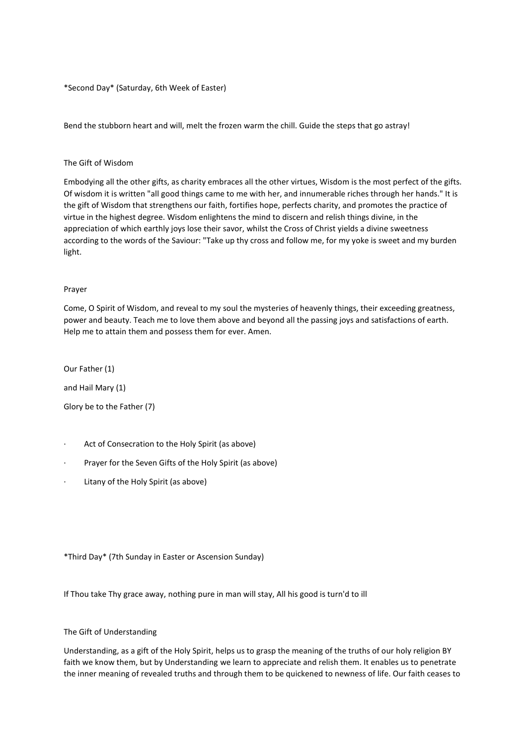*Second Day* (Saturday, 6th Week of Easter)

Bend the stubborn heart and will, melt the frozen warm the chill. Guide the steps that go astray!

The Gift of Wisdom

Embodying all the other gifts, as charity embraces all the other virtues, Wisdom is the most perfect of the gifts. Of wisdom it is written "all good things came to me with her, and innumerable riches through her hands." It is the gift of Wisdom that strengthens our faith, fortifies hope, perfects charity, and promotes the practice of virtue in the highest degree. Wisdom enlightens the mind to discern and relish things divine, in the appreciation of which earthly joys lose their savor, whilst the Cross of Christ yields a divine sweetness according to the words of the Saviour: "Take up thy cross and follow me, for my yoke is sweet and my burden light.

Prayer

Come, O Spirit of Wisdom, and reveal to my soul the mysteries of heavenly things, their exceeding greatness, power and beauty. Teach me to love them above and beyond all the passing joys and satisfactions of earth. Help me to attain them and possess them for ever. Amen.

Our Father (1)

and Hail Mary (1)

Glory be to the Father (7)

- Act of Consecration to the Holy Spirit (as above)
- Prayer for the Seven Gifts of the Holy Spirit (as above)
- Litany of the Holy Spirit (as above)

*Third Day* (7th Sunday in Easter or Ascension Sunday)

If Thou take Thy grace away, nothing pure in man will stay, All his good is turn'd to ill

The Gift of Understanding

Understanding, as a gift of the Holy Spirit, helps us to grasp the meaning of the truths of our holy religion BY faith we know them, but by Understanding we learn to appreciate and relish them. It enables us to penetrate the inner meaning of revealed truths and through them to be quickened to newness of life. Our faith ceases to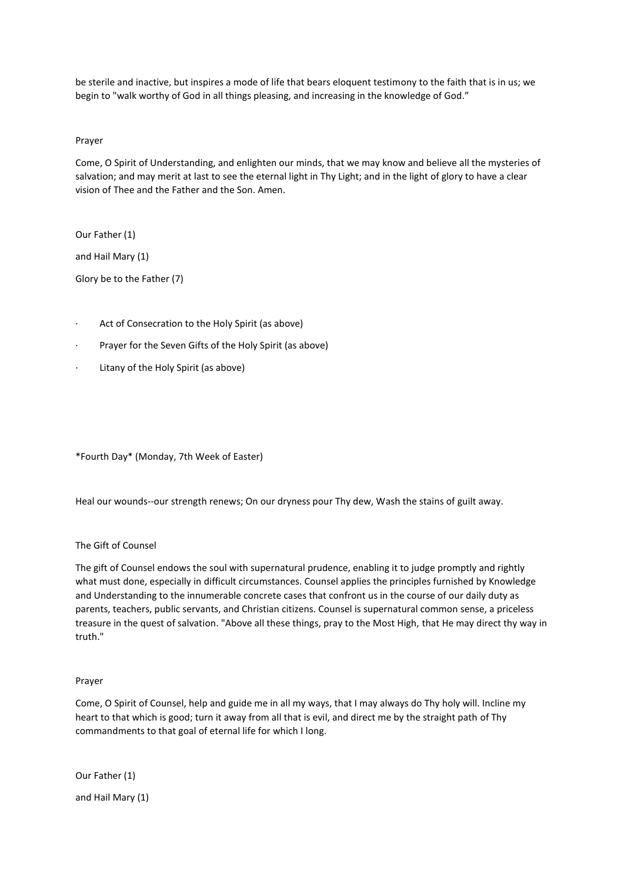be sterile and inactive, but inspires a mode of life that bears eloquent testimony to the faith that is in us; we begin to "walk worthy of God in all things pleasing, and increasing in the knowledge of God."

Prayer

Come, O Spirit of Understanding, and enlighten our minds, that we may know and believe all the mysteries of salvation; and may merit at last to see the eternal light in Thy Light; and in the light of glory to have a clear vision of Thee and the Father and the Son. Amen.

Our Father (1)

and Hail Mary (1)

Glory be to the Father (7)

- Act of Consecration to the Holy Spirit (as above)
- Prayer for the Seven Gifts of the Holy Spirit (as above)
- Litany of the Holy Spirit (as above)

*Fourth Day* (Monday, 7th Week of Easter)

Heal our wounds--our strength renews; On our dryness pour Thy dew, Wash the stains of guilt away.

The Gift of Counsel

The gift of Counsel endows the soul with supernatural prudence, enabling it to judge promptly and rightly what must done, especially in difficult circumstances. Counsel applies the principles furnished by Knowledge and Understanding to the innumerable concrete cases that confront us in the course of our daily duty as parents, teachers, public servants, and Christian citizens. Counsel is supernatural common sense, a priceless treasure in the quest of salvation. "Above all these things, pray to the Most High, that He may direct thy way in truth."

Prayer

Come, O Spirit of Counsel, help and guide me in all my ways, that I may always do Thy holy will. Incline my heart to that which is good; turn it away from all that is evil, and direct me by the straight path of Thy commandments to that goal of eternal life for which I long.

Our Father (1)

and Hail Mary (1)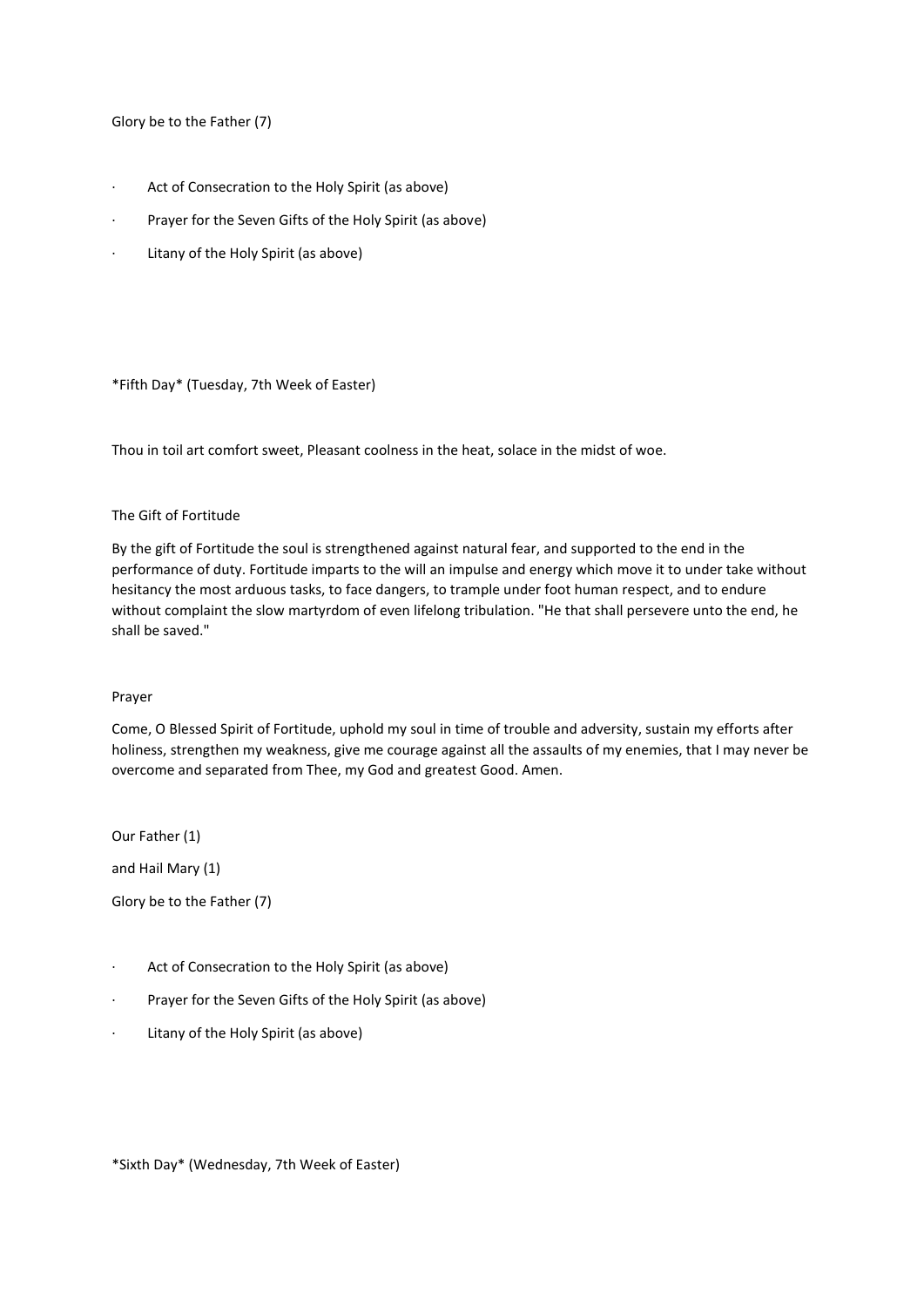Glory be to the Father (7)

- Act of Consecration to the Holy Spirit (as above)
- Prayer for the Seven Gifts of the Holy Spirit (as above)
- Litany of the Holy Spirit (as above)

*Fifth Day* (Tuesday, 7th Week of Easter)

Thou in toil art comfort sweet, Pleasant coolness in the heat, solace in the midst of woe.

The Gift of Fortitude

By the gift of Fortitude the soul is strengthened against natural fear, and supported to the end in the performance of duty. Fortitude imparts to the will an impulse and energy which move it to under take without hesitancy the most arduous tasks, to face dangers, to trample under foot human respect, and to endure without complaint the slow martyrdom of even lifelong tribulation. "He that shall persevere unto the end, he shall be saved."

Prayer

Come, O Blessed Spirit of Fortitude, uphold my soul in time of trouble and adversity, sustain my efforts after holiness, strengthen my weakness, give me courage against all the assaults of my enemies, that I may never be overcome and separated from Thee, my God and greatest Good. Amen.

Our Father (1)

and Hail Mary (1)

Glory be to the Father (7)

- Act of Consecration to the Holy Spirit (as above)
- Prayer for the Seven Gifts of the Holy Spirit (as above)
- Litany of the Holy Spirit (as above)

*Sixth Day* (Wednesday, 7th Week of Easter)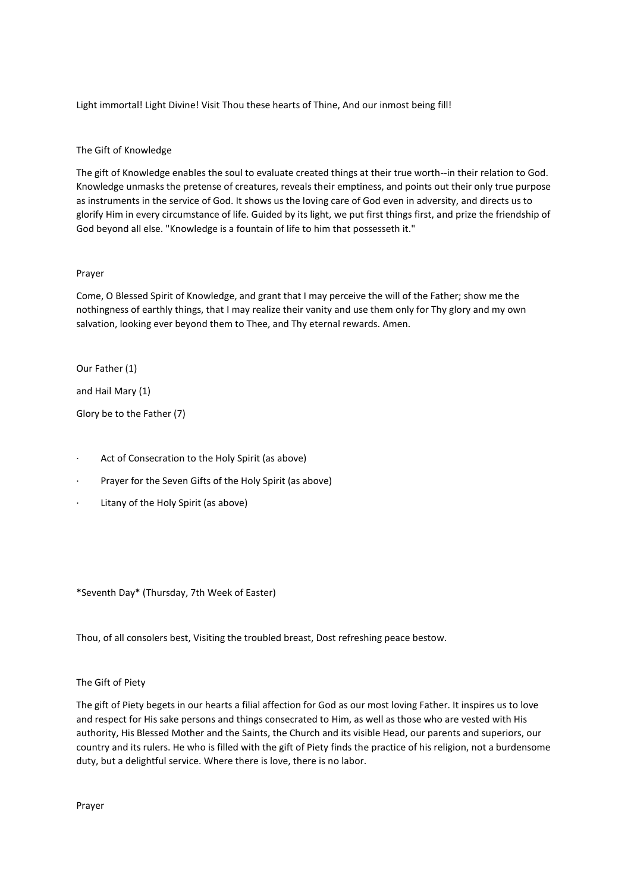Light immortal! Light Divine! Visit Thou these hearts of Thine, And our inmost being fill!

The Gift of Knowledge

The gift of Knowledge enables the soul to evaluate created things at their true worth--in their relation to God. Knowledge unmasks the pretense of creatures, reveals their emptiness, and points out their only true purpose as instruments in the service of God. It shows us the loving care of God even in adversity, and directs us to glorify Him in every circumstance of life. Guided by its light, we put first things first, and prize the friendship of God beyond all else. "Knowledge is a fountain of life to him that possesseth it."

Prayer

Come, O Blessed Spirit of Knowledge, and grant that I may perceive the will of the Father; show me the nothingness of earthly things, that I may realize their vanity and use them only for Thy glory and my own salvation, looking ever beyond them to Thee, and Thy eternal rewards. Amen.

Our Father (1)

and Hail Mary (1)

Glory be to the Father (7)

- Act of Consecration to the Holy Spirit (as above)
- Prayer for the Seven Gifts of the Holy Spirit (as above)
- Litany of the Holy Spirit (as above)

*Seventh Day* (Thursday, 7th Week of Easter)

Thou, of all consolers best, Visiting the troubled breast, Dost refreshing peace bestow.

The Gift of Piety

The gift of Piety begets in our hearts a filial affection for God as our most loving Father. It inspires us to love and respect for His sake persons and things consecrated to Him, as well as those who are vested with His authority, His Blessed Mother and the Saints, the Church and its visible Head, our parents and superiors, our country and its rulers. He who is filled with the gift of Piety finds the practice of his religion, not a burdensome duty, but a delightful service. Where there is love, there is no labor.

Prayer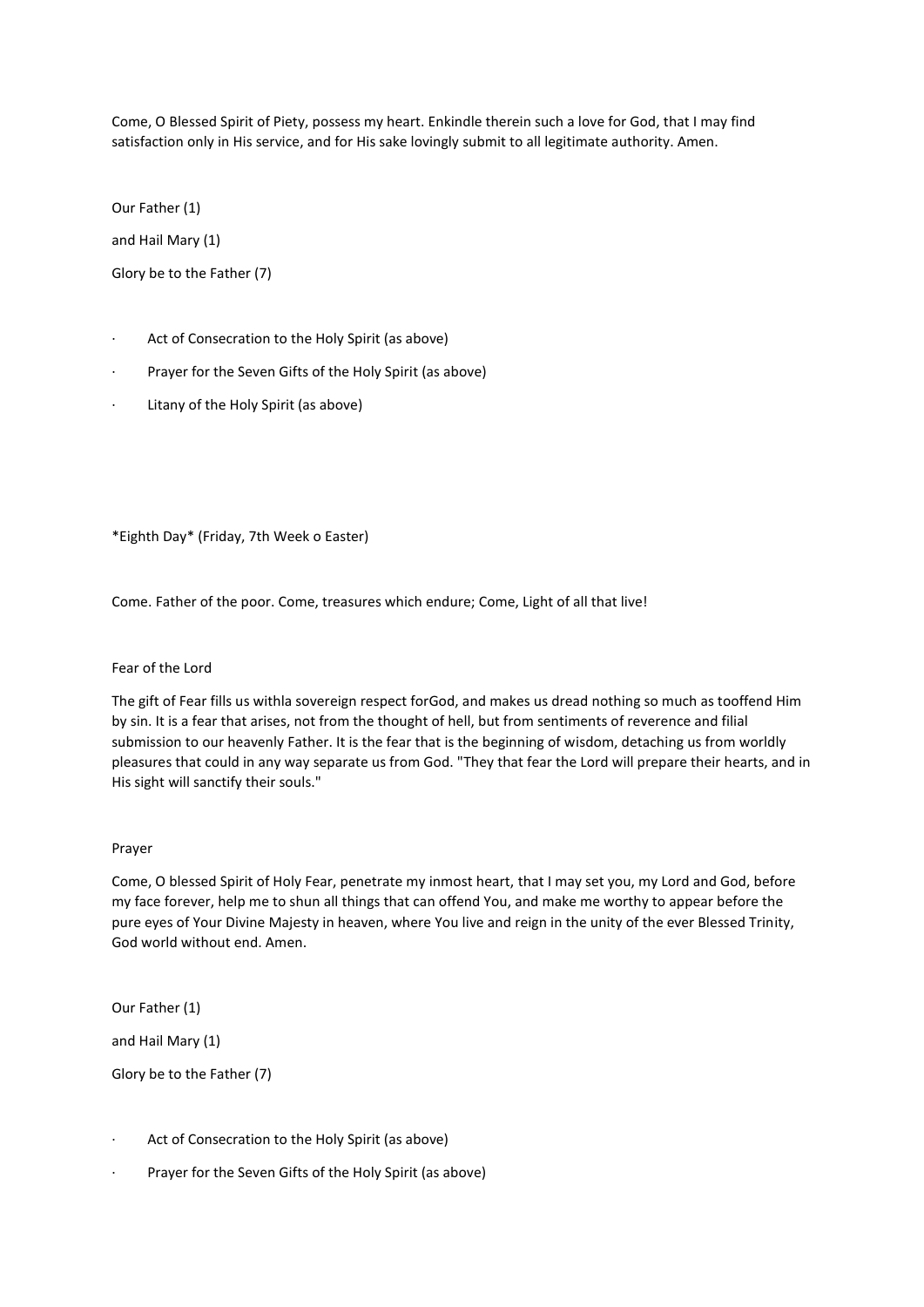Come, O Blessed Spirit of Piety, possess my heart. Enkindle therein such a love for God, that I may find satisfaction only in His service, and for His sake lovingly submit to all legitimate authority. Amen.

Our Father (1)

and Hail Mary (1)

Glory be to the Father (7)

- Act of Consecration to the Holy Spirit (as above)
- Prayer for the Seven Gifts of the Holy Spirit (as above)
- Litany of the Holy Spirit (as above)

*Eighth Day* (Friday, 7th Week o Easter)

Come. Father of the poor. Come, treasures which endure; Come, Light of all that live!

Fear of the Lord

The gift of Fear fills us withla sovereign respect forGod, and makes us dread nothing so much as tooffend Him by sin. It is a fear that arises, not from the thought of hell, but from sentiments of reverence and filial submission to our heavenly Father. It is the fear that is the beginning of wisdom, detaching us from worldly pleasures that could in any way separate us from God. "They that fear the Lord will prepare their hearts, and in His sight will sanctify their souls."

Prayer

Come, O blessed Spirit of Holy Fear, penetrate my inmost heart, that I may set you, my Lord and God, before my face forever, help me to shun all things that can offend You, and make me worthy to appear before the pure eyes of Your Divine Majesty in heaven, where You live and reign in the unity of the ever Blessed Trinity, God world without end. Amen.

Our Father (1)

and Hail Mary (1)

Glory be to the Father (7)

- Act of Consecration to the Holy Spirit (as above)
- Prayer for the Seven Gifts of the Holy Spirit (as above)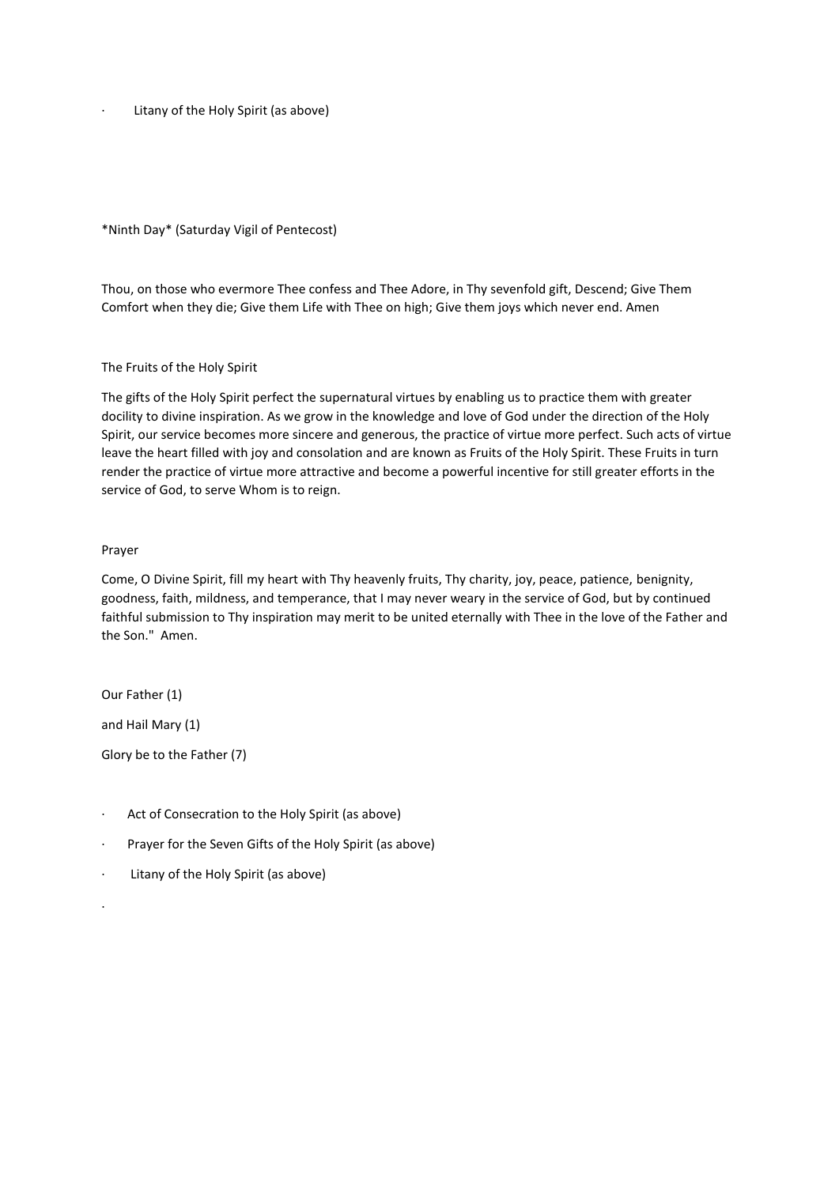· Litany of the Holy Spirit (as above)

*Ninth Day* (Saturday Vigil of Pentecost)

Thou, on those who evermore Thee confess and Thee Adore, in Thy sevenfold gift, Descend; Give Them Comfort when they die; Give them Life with Thee on high; Give them joys which never end. Amen

The Fruits of the Holy Spirit

The gifts of the Holy Spirit perfect the supernatural virtues by enabling us to practice them with greater docility to divine inspiration. As we grow in the knowledge and love of God under the direction of the Holy Spirit, our service becomes more sincere and generous, the practice of virtue more perfect. Such acts of virtue leave the heart filled with joy and consolation and are known as Fruits of the Holy Spirit. These Fruits in turn render the practice of virtue more attractive and become a powerful incentive for still greater efforts in the service of God, to serve Whom is to reign.

Prayer

Come, O Divine Spirit, fill my heart with Thy heavenly fruits, Thy charity, joy, peace, patience, benignity, goodness, faith, mildness, and temperance, that I may never weary in the service of God, but by continued faithful submission to Thy inspiration may merit to be united eternally with Thee in the love of the Father and the Son." Amen.

Our Father (1)

and Hail Mary (1)

Glory be to the Father (7)

· Act of Consecration to the Holy Spirit (as above)

· Prayer for the Seven Gifts of the Holy Spirit (as above)

· Litany of the Holy Spirit (as above)

.